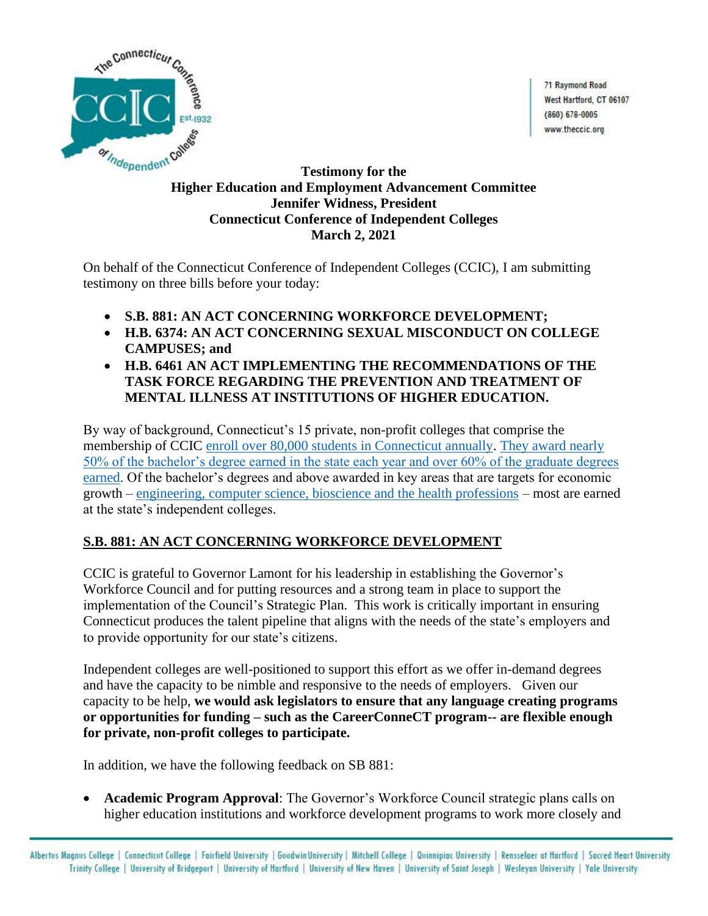71 Raymond Road
West Hartford, CT 06107
(860) 678-0005
www.theccic.org

**Testimony for the**
**Higher Education and Employment Advancement Committee**
**Jennifer Widness, President**
**Connecticut Conference of Independent Colleges**
**March 2, 2021**

On behalf of the Connecticut Conference of Independent Colleges (CCIC), I am submitting testimony on three bills before your today:

- **S.B. 881: AN ACT CONCERNING WORKFORCE DEVELOPMENT;**
- **H.B. 6374: AN ACT CONCERNING SEXUAL MISCONDUCT ON COLLEGE CAMPUSES; and**
- **H.B. 6461 AN ACT IMPLEMENTING THE RECOMMENDATIONS OF THE TASK FORCE REGARDING THE PREVENTION AND TREATMENT OF MENTAL ILLNESS AT INSTITUTIONS OF HIGHER EDUCATION.**

By way of background, Connecticut's 15 private, non-profit colleges that comprise the membership of CCIC enroll over 80,000 students in Connecticut annually. They award nearly 50% of the bachelor's degree earned in the state each year and over 60% of the graduate degrees earned. Of the bachelor's degrees and above awarded in key areas that are targets for economic growth – engineering, computer science, bioscience and the health professions – most are earned at the state's independent colleges.

## S.B. 881: AN ACT CONCERNING WORKFORCE DEVELOPMENT

CCIC is grateful to Governor Lamont for his leadership in establishing the Governor's Workforce Council and for putting resources and a strong team in place to support the implementation of the Council's Strategic Plan. This work is critically important in ensuring Connecticut produces the talent pipeline that aligns with the needs of the state's employers and to provide opportunity for our state's citizens.

Independent colleges are well-positioned to support this effort as we offer in-demand degrees and have the capacity to be nimble and responsive to the needs of employers. Given our capacity to be help, **we would ask legislators to ensure that any language creating programs or opportunities for funding – such as the CareerConneCT program-- are flexible enough for private, non-profit colleges to participate.**

In addition, we have the following feedback on SB 881:

- **Academic Program Approval**: The Governor's Workforce Council strategic plans calls on higher education institutions and workforce development programs to work more closely and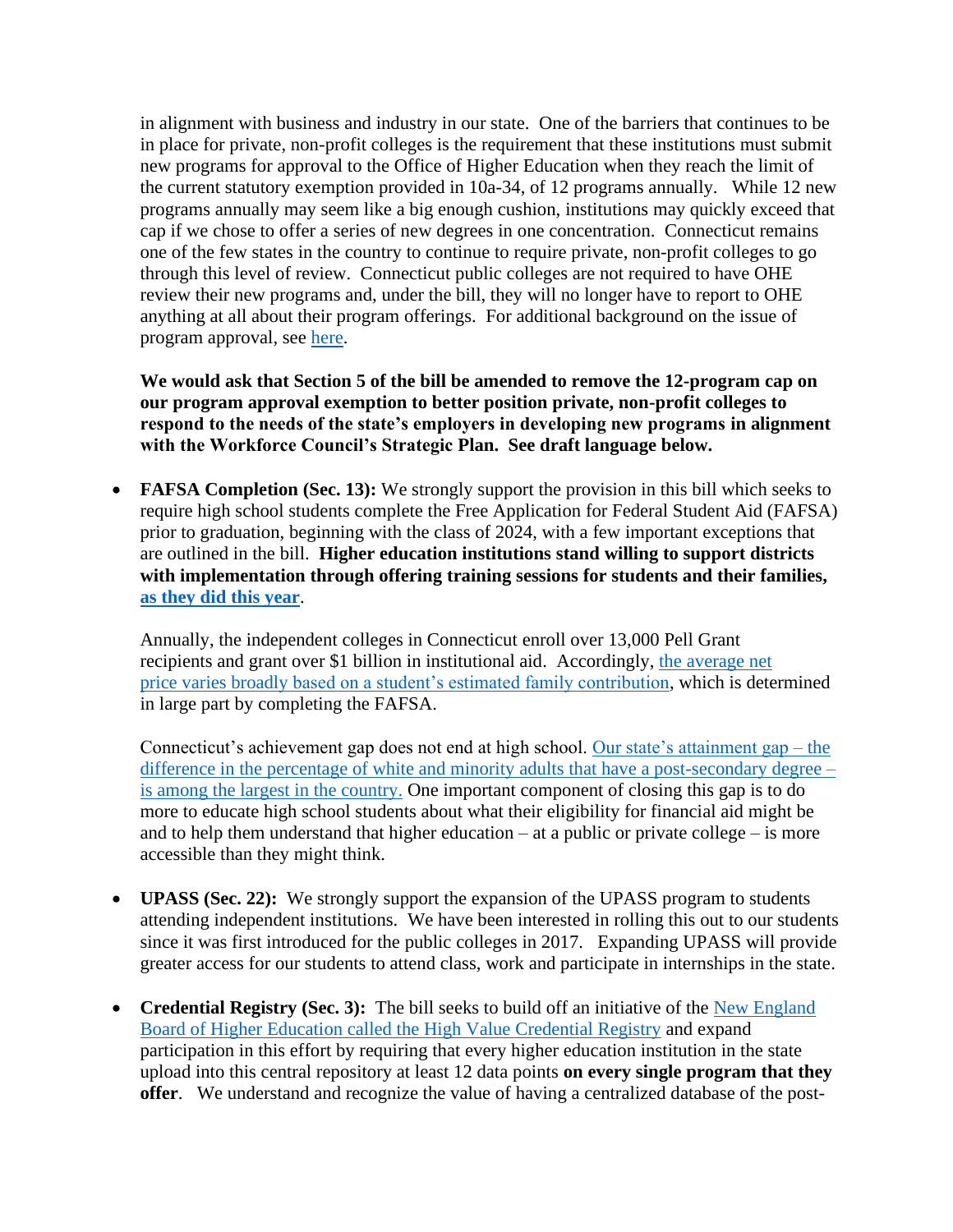in alignment with business and industry in our state. One of the barriers that continues to be in place for private, non-profit colleges is the requirement that these institutions must submit new programs for approval to the Office of Higher Education when they reach the limit of the current statutory exemption provided in 10a-34, of 12 programs annually. While 12 new programs annually may seem like a big enough cushion, institutions may quickly exceed that cap if we chose to offer a series of new degrees in one concentration. Connecticut remains one of the few states in the country to continue to require private, non-profit colleges to go through this level of review. Connecticut public colleges are not required to have OHE review their new programs and, under the bill, they will no longer have to report to OHE anything at all about their program offerings. For additional background on the issue of program approval, see here.

**We would ask that Section 5 of the bill be amended to remove the 12-program cap on our program approval exemption to better position private, non-profit colleges to respond to the needs of the state's employers in developing new programs in alignment with the Workforce Council's Strategic Plan. See draft language below.**

- **FAFSA Completion (Sec. 13):** We strongly support the provision in this bill which seeks to require high school students complete the Free Application for Federal Student Aid (FAFSA) prior to graduation, beginning with the class of 2024, with a few important exceptions that are outlined in the bill. **Higher education institutions stand willing to support districts with implementation through offering training sessions for students and their families, as they did this year**.

  Annually, the independent colleges in Connecticut enroll over 13,000 Pell Grant recipients and grant over $1 billion in institutional aid. Accordingly, the average net price varies broadly based on a student's estimated family contribution, which is determined in large part by completing the FAFSA.

  Connecticut's achievement gap does not end at high school. Our state's attainment gap – the difference in the percentage of white and minority adults that have a post-secondary degree – is among the largest in the country. One important component of closing this gap is to do more to educate high school students about what their eligibility for financial aid might be and to help them understand that higher education – at a public or private college – is more accessible than they might think.

- **UPASS (Sec. 22):** We strongly support the expansion of the UPASS program to students attending independent institutions. We have been interested in rolling this out to our students since it was first introduced for the public colleges in 2017. Expanding UPASS will provide greater access for our students to attend class, work and participate in internships in the state.

- **Credential Registry (Sec. 3):** The bill seeks to build off an initiative of the New England Board of Higher Education called the High Value Credential Registry and expand participation in this effort by requiring that every higher education institution in the state upload into this central repository at least 12 data points **on every single program that they offer**. We understand and recognize the value of having a centralized database of the post-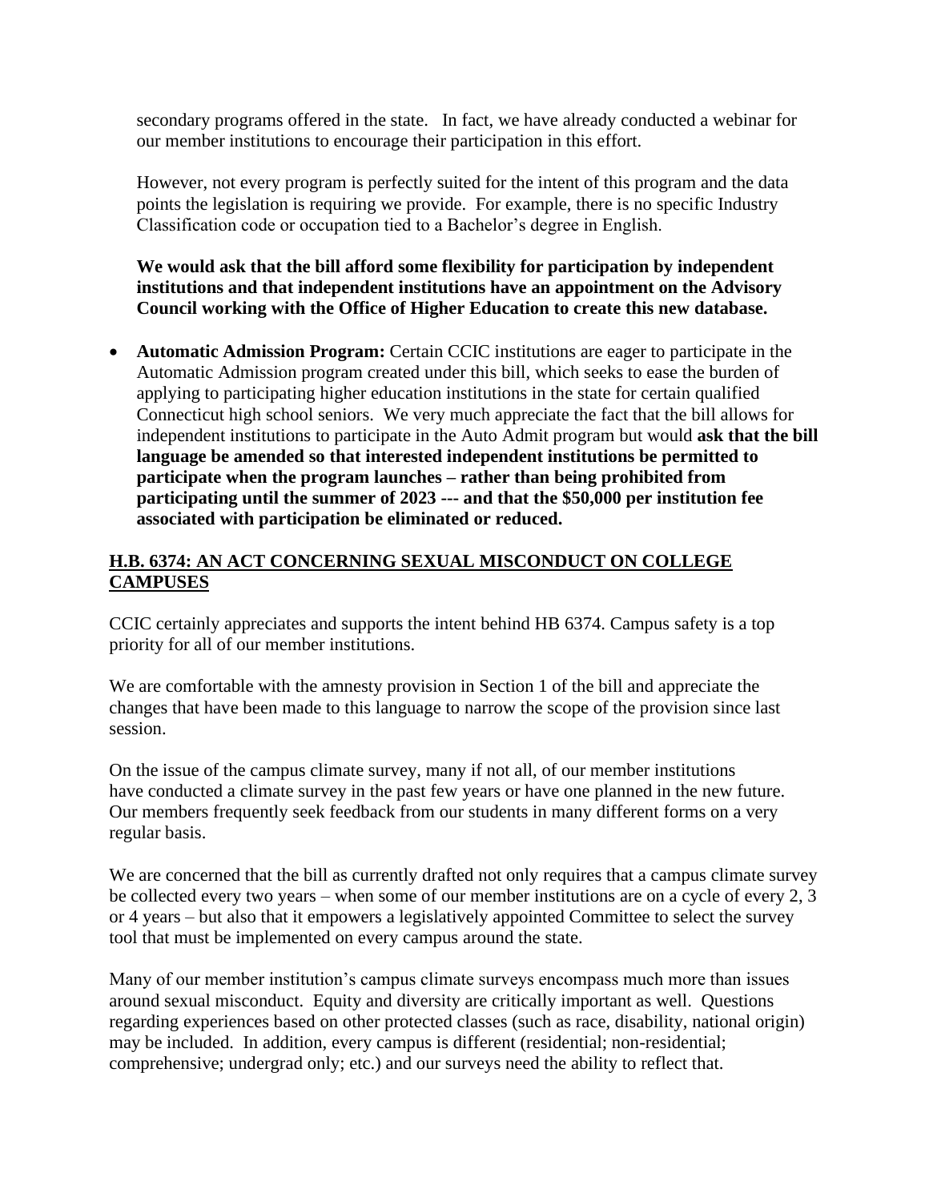secondary programs offered in the state. In fact, we have already conducted a webinar for our member institutions to encourage their participation in this effort.

However, not every program is perfectly suited for the intent of this program and the data points the legislation is requiring we provide. For example, there is no specific Industry Classification code or occupation tied to a Bachelor's degree in English.

**We would ask that the bill afford some flexibility for participation by independent institutions and that independent institutions have an appointment on the Advisory Council working with the Office of Higher Education to create this new database.**

- **Automatic Admission Program:** Certain CCIC institutions are eager to participate in the Automatic Admission program created under this bill, which seeks to ease the burden of applying to participating higher education institutions in the state for certain qualified Connecticut high school seniors. We very much appreciate the fact that the bill allows for independent institutions to participate in the Auto Admit program but would **ask that the bill language be amended so that interested independent institutions be permitted to participate when the program launches – rather than being prohibited from participating until the summer of 2023 --- and that the $50,000 per institution fee associated with participation be eliminated or reduced.**

## H.B. 6374: AN ACT CONCERNING SEXUAL MISCONDUCT ON COLLEGE CAMPUSES

CCIC certainly appreciates and supports the intent behind HB 6374. Campus safety is a top priority for all of our member institutions.

We are comfortable with the amnesty provision in Section 1 of the bill and appreciate the changes that have been made to this language to narrow the scope of the provision since last session.

On the issue of the campus climate survey, many if not all, of our member institutions have conducted a climate survey in the past few years or have one planned in the new future. Our members frequently seek feedback from our students in many different forms on a very regular basis.

We are concerned that the bill as currently drafted not only requires that a campus climate survey be collected every two years – when some of our member institutions are on a cycle of every 2, 3 or 4 years – but also that it empowers a legislatively appointed Committee to select the survey tool that must be implemented on every campus around the state.

Many of our member institution's campus climate surveys encompass much more than issues around sexual misconduct. Equity and diversity are critically important as well. Questions regarding experiences based on other protected classes (such as race, disability, national origin) may be included. In addition, every campus is different (residential; non-residential; comprehensive; undergrad only; etc.) and our surveys need the ability to reflect that.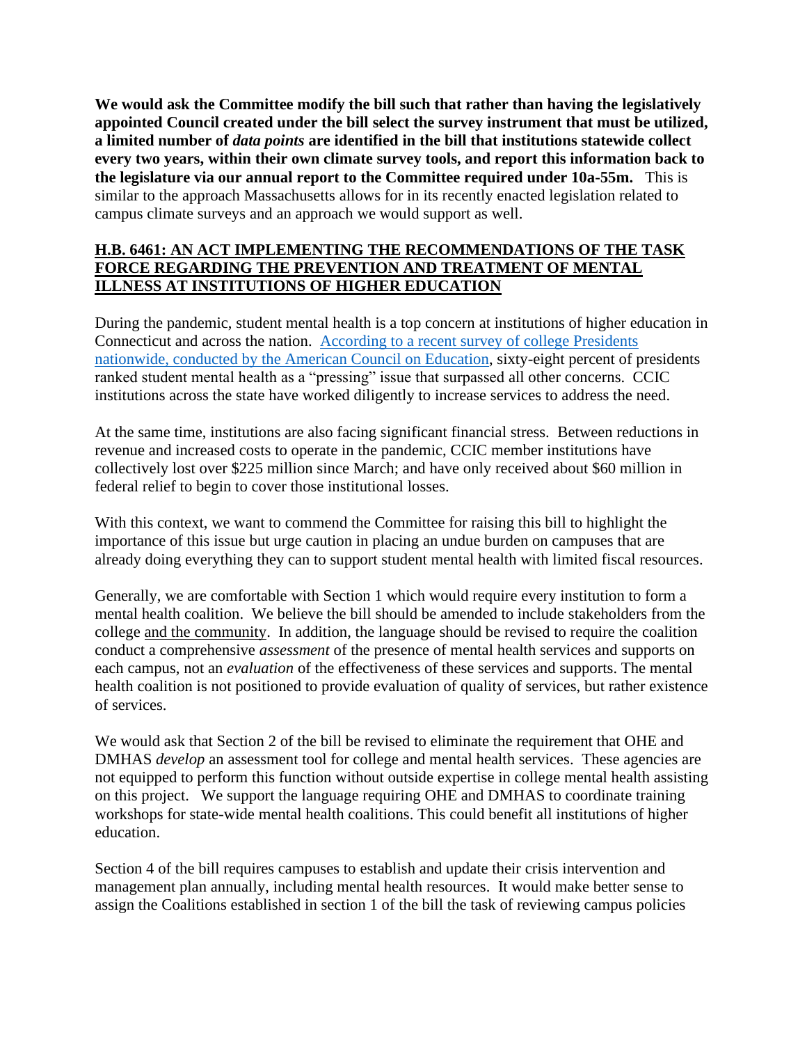**We would ask the Committee modify the bill such that rather than having the legislatively appointed Council created under the bill select the survey instrument that must be utilized, a limited number of *data points* are identified in the bill that institutions statewide collect every two years, within their own climate survey tools, and report this information back to the legislature via our annual report to the Committee required under 10a-55m.** This is similar to the approach Massachusetts allows for in its recently enacted legislation related to campus climate surveys and an approach we would support as well.

## H.B. 6461: AN ACT IMPLEMENTING THE RECOMMENDATIONS OF THE TASK FORCE REGARDING THE PREVENTION AND TREATMENT OF MENTAL ILLNESS AT INSTITUTIONS OF HIGHER EDUCATION

During the pandemic, student mental health is a top concern at institutions of higher education in Connecticut and across the nation. According to a recent survey of college Presidents nationwide, conducted by the American Council on Education, sixty-eight percent of presidents ranked student mental health as a "pressing" issue that surpassed all other concerns. CCIC institutions across the state have worked diligently to increase services to address the need.

At the same time, institutions are also facing significant financial stress. Between reductions in revenue and increased costs to operate in the pandemic, CCIC member institutions have collectively lost over $225 million since March; and have only received about $60 million in federal relief to begin to cover those institutional losses.

With this context, we want to commend the Committee for raising this bill to highlight the importance of this issue but urge caution in placing an undue burden on campuses that are already doing everything they can to support student mental health with limited fiscal resources.

Generally, we are comfortable with Section 1 which would require every institution to form a mental health coalition. We believe the bill should be amended to include stakeholders from the college and the community. In addition, the language should be revised to require the coalition conduct a comprehensive *assessment* of the presence of mental health services and supports on each campus, not an *evaluation* of the effectiveness of these services and supports. The mental health coalition is not positioned to provide evaluation of quality of services, but rather existence of services.

We would ask that Section 2 of the bill be revised to eliminate the requirement that OHE and DMHAS *develop* an assessment tool for college and mental health services. These agencies are not equipped to perform this function without outside expertise in college mental health assisting on this project. We support the language requiring OHE and DMHAS to coordinate training workshops for state-wide mental health coalitions. This could benefit all institutions of higher education.

Section 4 of the bill requires campuses to establish and update their crisis intervention and management plan annually, including mental health resources. It would make better sense to assign the Coalitions established in section 1 of the bill the task of reviewing campus policies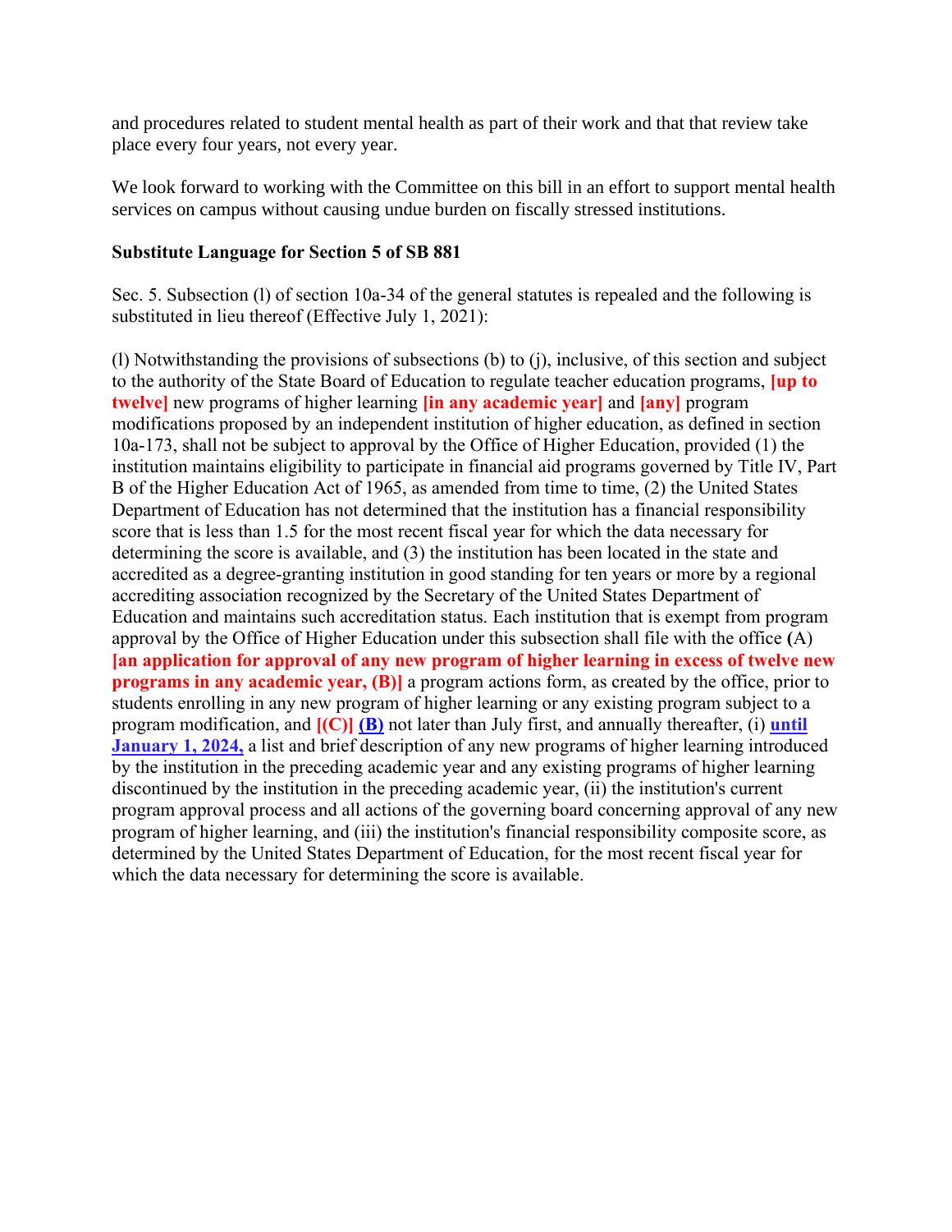and procedures related to student mental health as part of their work and that that review take place every four years, not every year.

We look forward to working with the Committee on this bill in an effort to support mental health services on campus without causing undue burden on fiscally stressed institutions.

**Substitute Language for Section 5 of SB 881**

Sec. 5. Subsection (l) of section 10a-34 of the general statutes is repealed and the following is substituted in lieu thereof (Effective July 1, 2021):

(l) Notwithstanding the provisions of subsections (b) to (j), inclusive, of this section and subject to the authority of the State Board of Education to regulate teacher education programs, **[up to twelve]** new programs of higher learning **[in any academic year]** and **[any]** program modifications proposed by an independent institution of higher education, as defined in section 10a-173, shall not be subject to approval by the Office of Higher Education, provided (1) the institution maintains eligibility to participate in financial aid programs governed by Title IV, Part B of the Higher Education Act of 1965, as amended from time to time, (2) the United States Department of Education has not determined that the institution has a financial responsibility score that is less than 1.5 for the most recent fiscal year for which the data necessary for determining the score is available, and (3) the institution has been located in the state and accredited as a degree-granting institution in good standing for ten years or more by a regional accrediting association recognized by the Secretary of the United States Department of Education and maintains such accreditation status. Each institution that is exempt from program approval by the Office of Higher Education under this subsection shall file with the office (A) **[an application for approval of any new program of higher learning in excess of twelve new programs in any academic year, (B)]** a program actions form, as created by the office, prior to students enrolling in any new program of higher learning or any existing program subject to a program modification, and **[(C)]** **(B)** not later than July first, and annually thereafter, (i) **until January 1, 2024,** a list and brief description of any new programs of higher learning introduced by the institution in the preceding academic year and any existing programs of higher learning discontinued by the institution in the preceding academic year, (ii) the institution's current program approval process and all actions of the governing board concerning approval of any new program of higher learning, and (iii) the institution's financial responsibility composite score, as determined by the United States Department of Education, for the most recent fiscal year for which the data necessary for determining the score is available.